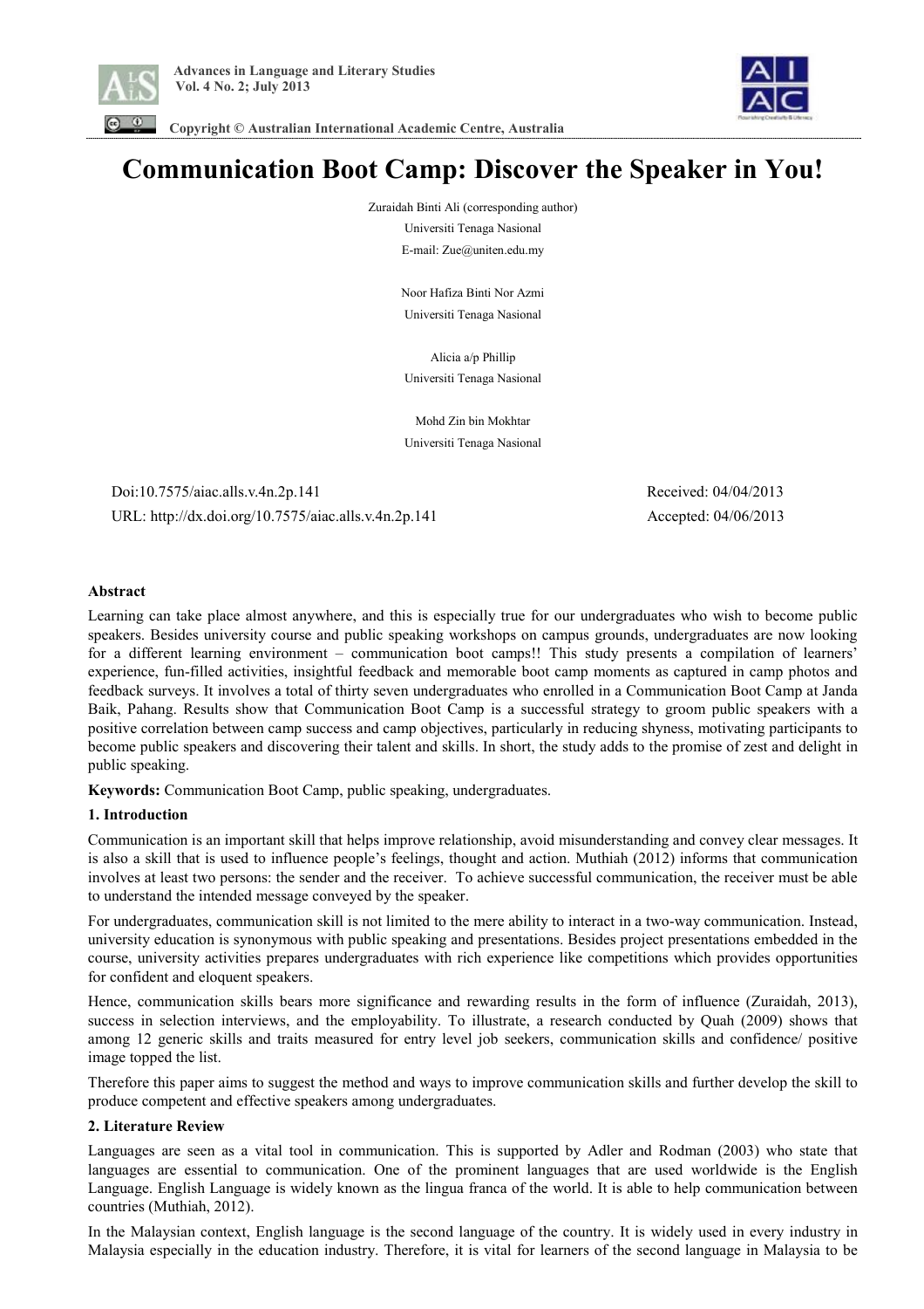# Communication Boot Camp: Discover the Speaker in You!

Zuraidah Binti Ali (corresponding author)
Universiti Tenaga Nasional
E-mail: Zue@uniten.edu.my

Noor Hafiza Binti Nor Azmi
Universiti Tenaga Nasional

Alicia a/p Phillip
Universiti Tenaga Nasional

Mohd Zin bin Mokhtar
Universiti Tenaga Nasional

Doi:10.7575/aiac.alls.v.4n.2p.141 Received: 04/04/2013
URL: http://dx.doi.org/10.7575/aiac.alls.v.4n.2p.141 Accepted: 04/06/2013

**Abstract**

Learning can take place almost anywhere, and this is especially true for our undergraduates who wish to become public speakers. Besides university course and public speaking workshops on campus grounds, undergraduates are now looking for a different learning environment – communication boot camps!! This study presents a compilation of learners' experience, fun-filled activities, insightful feedback and memorable boot camp moments as captured in camp photos and feedback surveys. It involves a total of thirty seven undergraduates who enrolled in a Communication Boot Camp at Janda Baik, Pahang. Results show that Communication Boot Camp is a successful strategy to groom public speakers with a positive correlation between camp success and camp objectives, particularly in reducing shyness, motivating participants to become public speakers and discovering their talent and skills. In short, the study adds to the promise of zest and delight in public speaking.

**Keywords:** Communication Boot Camp, public speaking, undergraduates.

## 1. Introduction

Communication is an important skill that helps improve relationship, avoid misunderstanding and convey clear messages. It is also a skill that is used to influence people's feelings, thought and action. Muthiah (2012) informs that communication involves at least two persons: the sender and the receiver. To achieve successful communication, the receiver must be able to understand the intended message conveyed by the speaker.

For undergraduates, communication skill is not limited to the mere ability to interact in a two-way communication. Instead, university education is synonymous with public speaking and presentations. Besides project presentations embedded in the course, university activities prepares undergraduates with rich experience like competitions which provides opportunities for confident and eloquent speakers.

Hence, communication skills bears more significance and rewarding results in the form of influence (Zuraidah, 2013), success in selection interviews, and the employability. To illustrate, a research conducted by Quah (2009) shows that among 12 generic skills and traits measured for entry level job seekers, communication skills and confidence/ positive image topped the list.

Therefore this paper aims to suggest the method and ways to improve communication skills and further develop the skill to produce competent and effective speakers among undergraduates.

## 2. Literature Review

Languages are seen as a vital tool in communication. This is supported by Adler and Rodman (2003) who state that languages are essential to communication. One of the prominent languages that are used worldwide is the English Language. English Language is widely known as the lingua franca of the world. It is able to help communication between countries (Muthiah, 2012).

In the Malaysian context, English language is the second language of the country. It is widely used in every industry in Malaysia especially in the education industry. Therefore, it is vital for learners of the second language in Malaysia to be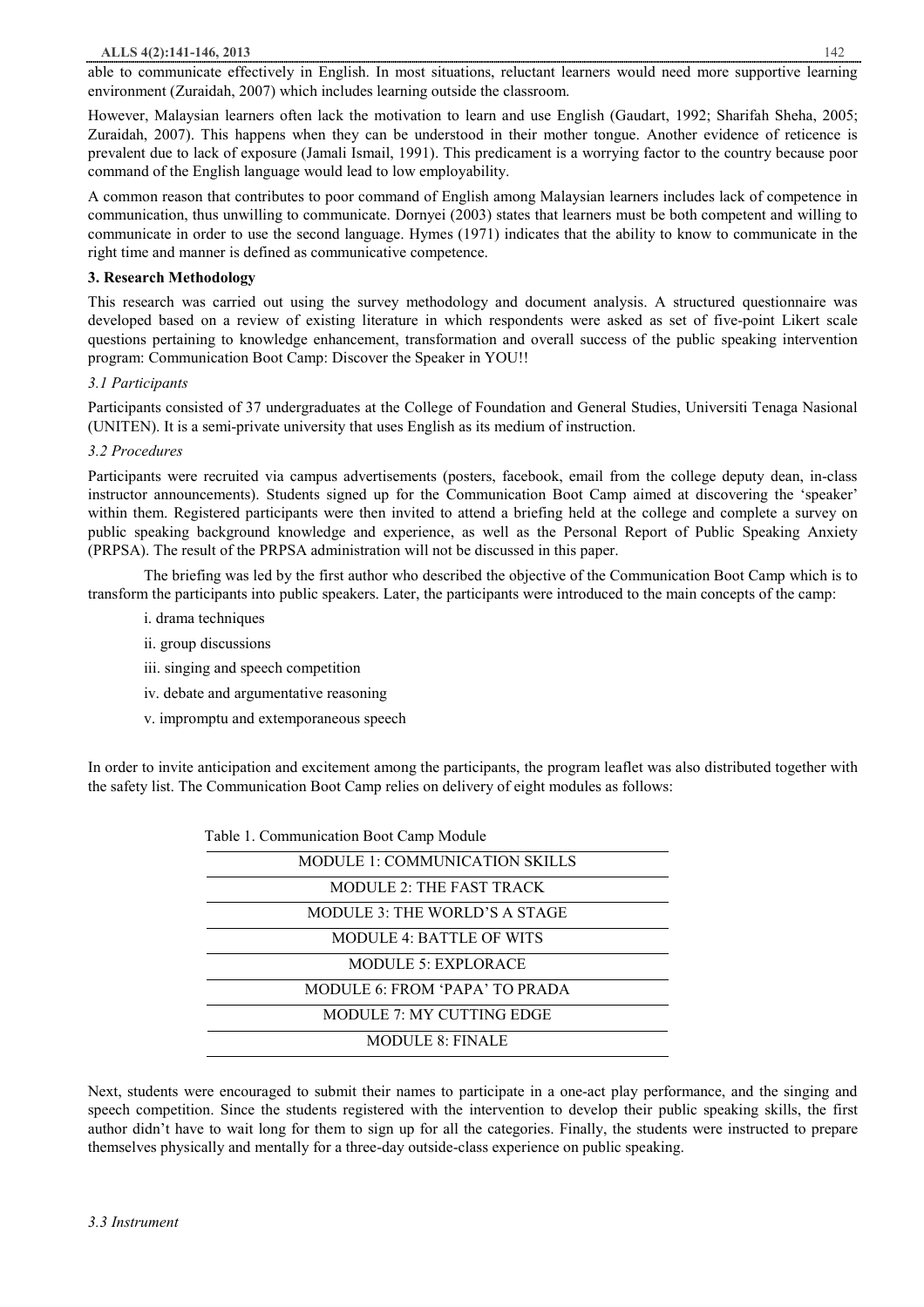able to communicate effectively in English. In most situations, reluctant learners would need more supportive learning environment (Zuraidah, 2007) which includes learning outside the classroom.

However, Malaysian learners often lack the motivation to learn and use English (Gaudart, 1992; Sharifah Sheha, 2005; Zuraidah, 2007). This happens when they can be understood in their mother tongue. Another evidence of reticence is prevalent due to lack of exposure (Jamali Ismail, 1991). This predicament is a worrying factor to the country because poor command of the English language would lead to low employability.

A common reason that contributes to poor command of English among Malaysian learners includes lack of competence in communication, thus unwilling to communicate. Dornyei (2003) states that learners must be both competent and willing to communicate in order to use the second language. Hymes (1971) indicates that the ability to know to communicate in the right time and manner is defined as communicative competence.

## 3. Research Methodology

This research was carried out using the survey methodology and document analysis. A structured questionnaire was developed based on a review of existing literature in which respondents were asked as set of five-point Likert scale questions pertaining to knowledge enhancement, transformation and overall success of the public speaking intervention program: Communication Boot Camp: Discover the Speaker in YOU!!

### *3.1 Participants*

Participants consisted of 37 undergraduates at the College of Foundation and General Studies, Universiti Tenaga Nasional (UNITEN). It is a semi-private university that uses English as its medium of instruction.

### *3.2 Procedures*

Participants were recruited via campus advertisements (posters, facebook, email from the college deputy dean, in-class instructor announcements). Students signed up for the Communication Boot Camp aimed at discovering the 'speaker' within them. Registered participants were then invited to attend a briefing held at the college and complete a survey on public speaking background knowledge and experience, as well as the Personal Report of Public Speaking Anxiety (PRPSA). The result of the PRPSA administration will not be discussed in this paper.

The briefing was led by the first author who described the objective of the Communication Boot Camp which is to transform the participants into public speakers. Later, the participants were introduced to the main concepts of the camp:

i. drama techniques

ii. group discussions

iii. singing and speech competition

iv. debate and argumentative reasoning

v. impromptu and extemporaneous speech

In order to invite anticipation and excitement among the participants, the program leaflet was also distributed together with the safety list. The Communication Boot Camp relies on delivery of eight modules as follows:

Table 1. Communication Boot Camp Module

| MODULE 1: COMMUNICATION SKILLS |
|---|
| MODULE 2: THE FAST TRACK |
| MODULE 3: THE WORLD'S A STAGE |
| MODULE 4: BATTLE OF WITS |
| MODULE 5: EXPLORACE |
| MODULE 6: FROM 'PAPA' TO PRADA |
| MODULE 7: MY CUTTING EDGE |
| MODULE 8: FINALE |

Next, students were encouraged to submit their names to participate in a one-act play performance, and the singing and speech competition. Since the students registered with the intervention to develop their public speaking skills, the first author didn't have to wait long for them to sign up for all the categories. Finally, the students were instructed to prepare themselves physically and mentally for a three-day outside-class experience on public speaking.

### *3.3 Instrument*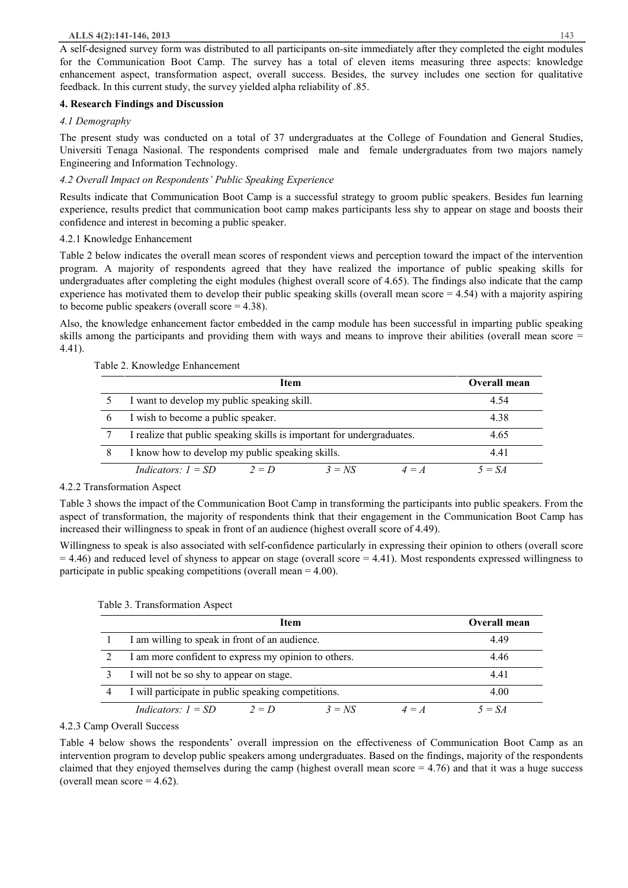A self-designed survey form was distributed to all participants on-site immediately after they completed the eight modules for the Communication Boot Camp. The survey has a total of eleven items measuring three aspects: knowledge enhancement aspect, transformation aspect, overall success. Besides, the survey includes one section for qualitative feedback. In this current study, the survey yielded alpha reliability of .85.

## 4. Research Findings and Discussion

### *4.1 Demography*

The present study was conducted on a total of 37 undergraduates at the College of Foundation and General Studies, Universiti Tenaga Nasional. The respondents comprised male and female undergraduates from two majors namely Engineering and Information Technology.

### *4.2 Overall Impact on Respondents' Public Speaking Experience*

Results indicate that Communication Boot Camp is a successful strategy to groom public speakers. Besides fun learning experience, results predict that communication boot camp makes participants less shy to appear on stage and boosts their confidence and interest in becoming a public speaker.

#### 4.2.1 Knowledge Enhancement

Table 2 below indicates the overall mean scores of respondent views and perception toward the impact of the intervention program. A majority of respondents agreed that they have realized the importance of public speaking skills for undergraduates after completing the eight modules (highest overall score of 4.65). The findings also indicate that the camp experience has motivated them to develop their public speaking skills (overall mean score = 4.54) with a majority aspiring to become public speakers (overall score = 4.38).

Also, the knowledge enhancement factor embedded in the camp module has been successful in imparting public speaking skills among the participants and providing them with ways and means to improve their abilities (overall mean score = 4.41).

Table 2. Knowledge Enhancement

| | Item | Overall mean |
|---|---|---|
| 5 | I want to develop my public speaking skill. | 4.54 |
| 6 | I wish to become a public speaker. | 4.38 |
| 7 | I realize that public speaking skills is important for undergraduates. | 4.65 |
| 8 | I know how to develop my public speaking skills. | 4.41 |
| | *Indicators: 1 = SD   2 = D   3 = NS   4 = A* | *5 = SA* |

#### 4.2.2 Transformation Aspect

Table 3 shows the impact of the Communication Boot Camp in transforming the participants into public speakers. From the aspect of transformation, the majority of respondents think that their engagement in the Communication Boot Camp has increased their willingness to speak in front of an audience (highest overall score of 4.49).

Willingness to speak is also associated with self-confidence particularly in expressing their opinion to others (overall score = 4.46) and reduced level of shyness to appear on stage (overall score = 4.41). Most respondents expressed willingness to participate in public speaking competitions (overall mean = 4.00).

Table 3. Transformation Aspect

| | Item | Overall mean |
|---|---|---|
| 1 | I am willing to speak in front of an audience. | 4.49 |
| 2 | I am more confident to express my opinion to others. | 4.46 |
| 3 | I will not be so shy to appear on stage. | 4.41 |
| 4 | I will participate in public speaking competitions. | 4.00 |
| | *Indicators: 1 = SD   2 = D   3 = NS   4 = A* | *5 = SA* |

#### 4.2.3 Camp Overall Success

Table 4 below shows the respondents' overall impression on the effectiveness of Communication Boot Camp as an intervention program to develop public speakers among undergraduates. Based on the findings, majority of the respondents claimed that they enjoyed themselves during the camp (highest overall mean score = 4.76) and that it was a huge success (overall mean score = 4.62).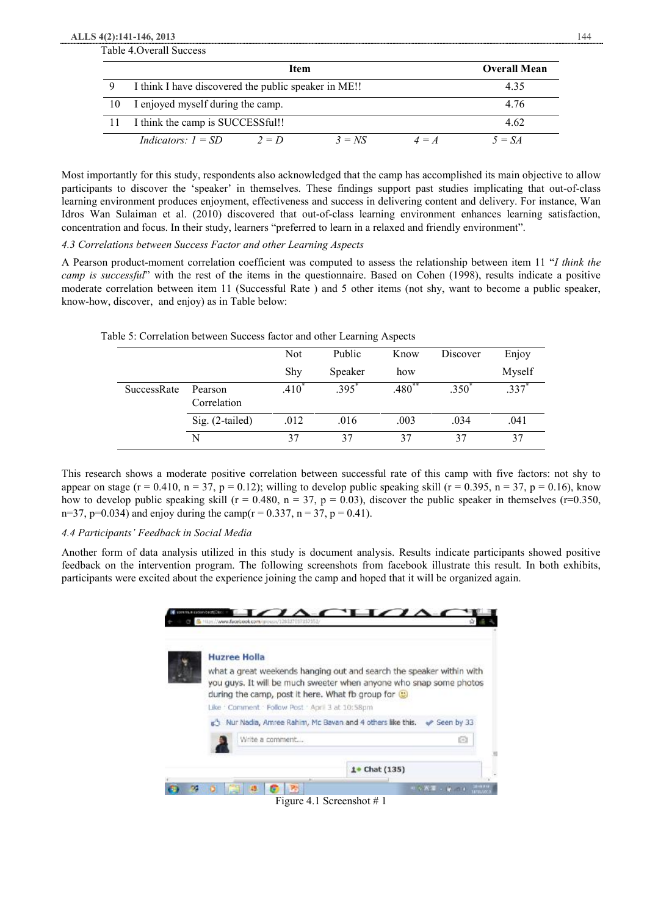Table 4.Overall Success

|  | Item | Overall Mean |
|---|---|---|
| 9 | I think I have discovered the public speaker in ME!! | 4.35 |
| 10 | I enjoyed myself during the camp. | 4.76 |
| 11 | I think the camp is SUCCESSful!! | 4.62 |
|  | *Indicators: 1 = SD    2 = D    3 = NS    4 = A* | *5 = SA* |

Most importantly for this study, respondents also acknowledged that the camp has accomplished its main objective to allow participants to discover the 'speaker' in themselves. These findings support past studies implicating that out-of-class learning environment produces enjoyment, effectiveness and success in delivering content and delivery. For instance, Wan Idros Wan Sulaiman et al. (2010) discovered that out-of-class learning environment enhances learning satisfaction, concentration and focus. In their study, learners "preferred to learn in a relaxed and friendly environment".

*4.3 Correlations between Success Factor and other Learning Aspects*

A Pearson product-moment correlation coefficient was computed to assess the relationship between item 11 "*I think the camp is successful*" with the rest of the items in the questionnaire. Based on Cohen (1998), results indicate a positive moderate correlation between item 11 (Successful Rate ) and 5 other items (not shy, want to become a public speaker, know-how, discover, and enjoy) as in Table below:

Table 5: Correlation between Success factor and other Learning Aspects

|  |  | Not Shy | Public Speaker | Know how | Discover | Enjoy Myself |
|---|---|---|---|---|---|---|
| SuccessRate | Pearson Correlation | .410* | .395* | .480** | .350* | .337* |
|  | Sig. (2-tailed) | .012 | .016 | .003 | .034 | .041 |
|  | N | 37 | 37 | 37 | 37 | 37 |

This research shows a moderate positive correlation between successful rate of this camp with five factors: not shy to appear on stage ($r = 0.410$, $n = 37$, $p = 0.12$); willing to develop public speaking skill ($r = 0.395$, $n = 37$, $p = 0.16$), know how to develop public speaking skill ($r = 0.480$, $n = 37$, $p = 0.03$), discover the public speaker in themselves ($r=0.350$, $n=37$, $p=0.034$) and enjoy during the camp($r = 0.337$, $n = 37$, $p = 0.41$).

*4.4 Participants' Feedback in Social Media*

Another form of data analysis utilized in this study is document analysis. Results indicate participants showed positive feedback on the intervention program. The following screenshots from facebook illustrate this result. In both exhibits, participants were excited about the experience joining the camp and hoped that it will be organized again.

Figure 4.1 Screenshot # 1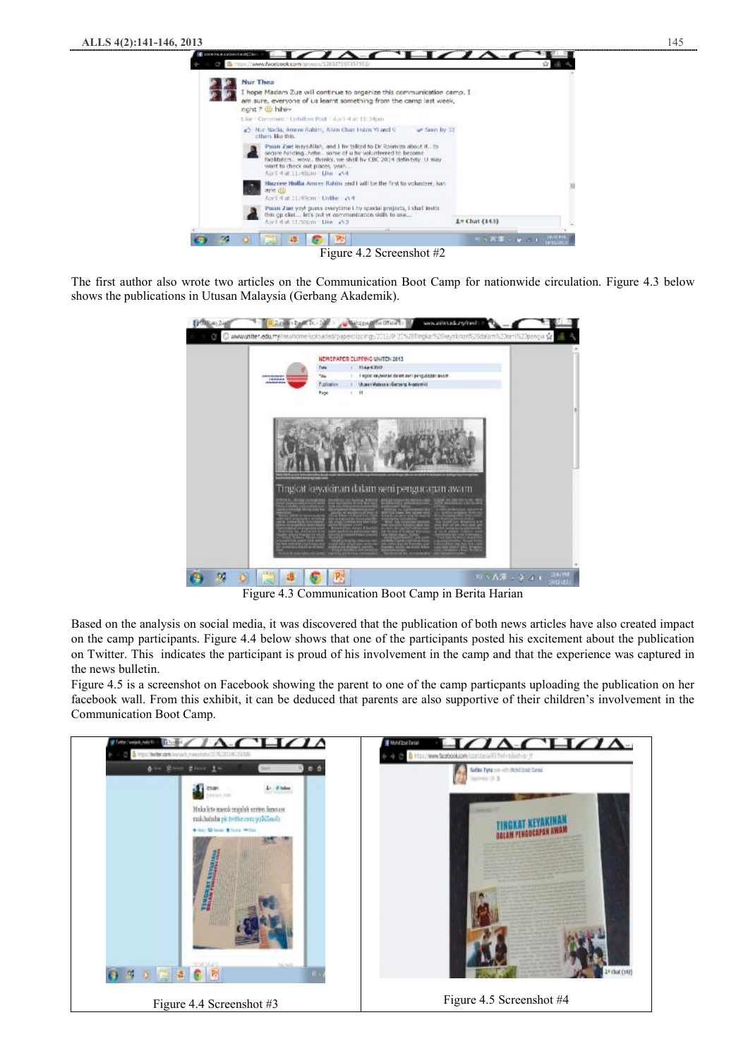Figure 4.2 Screenshot #2

The first author also wrote two articles on the Communication Boot Camp for nationwide circulation. Figure 4.3 below shows the publications in Utusan Malaysia (Gerbang Akademik).

Figure 4.3 Communication Boot Camp in Berita Harian

Based on the analysis on social media, it was discovered that the publication of both news articles have also created impact on the camp participants. Figure 4.4 below shows that one of the participants posted his excitement about the publication on Twitter. This indicates the participant is proud of his involvement in the camp and that the experience was captured in the news bulletin.

Figure 4.5 is a screenshot on Facebook showing the parent to one of the camp particpants uploading the publication on her facebook wall. From this exhibit, it can be deduced that parents are also supportive of their children's involvement in the Communication Boot Camp.

Figure 4.4 Screenshot #3

Figure 4.5 Screenshot #4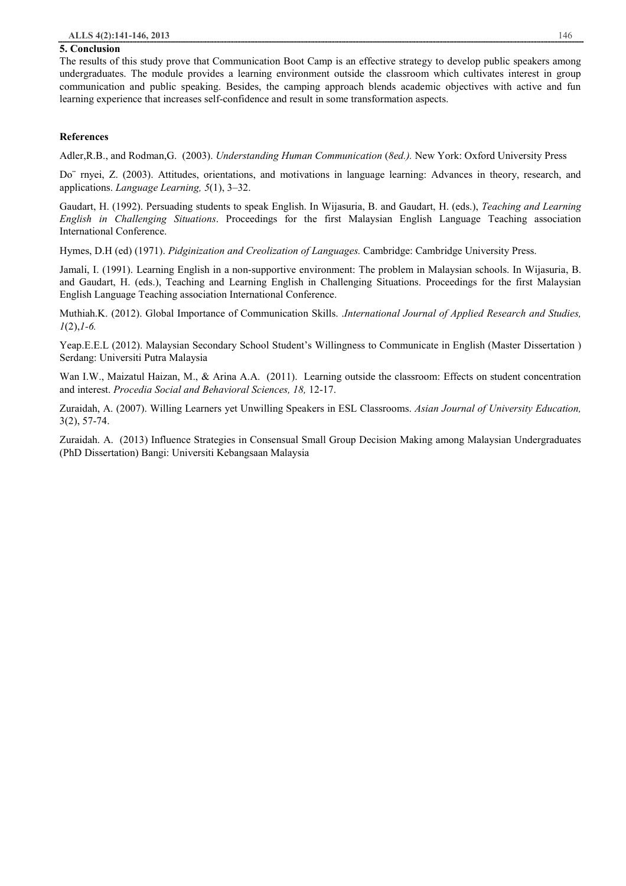## 5. Conclusion

The results of this study prove that Communication Boot Camp is an effective strategy to develop public speakers among undergraduates. The module provides a learning environment outside the classroom which cultivates interest in group communication and public speaking. Besides, the camping approach blends academic objectives with active and fun learning experience that increases self-confidence and result in some transformation aspects.

### References

Adler,R.B., and Rodman,G. (2003). *Understanding Human Communication* (*8ed.).* New York: Oxford University Press

Do¨ rnyei, Z. (2003). Attitudes, orientations, and motivations in language learning: Advances in theory, research, and applications. *Language Learning, 5*(1), 3–32.

Gaudart, H. (1992). Persuading students to speak English. In Wijasuria, B. and Gaudart, H. (eds.), *Teaching and Learning English in Challenging Situations*. Proceedings for the first Malaysian English Language Teaching association International Conference.

Hymes, D.H (ed) (1971). *Pidginization and Creolization of Languages.* Cambridge: Cambridge University Press.

Jamali, I. (1991). Learning English in a non-supportive environment: The problem in Malaysian schools. In Wijasuria, B. and Gaudart, H. (eds.), Teaching and Learning English in Challenging Situations. Proceedings for the first Malaysian English Language Teaching association International Conference.

Muthiah.K. (2012). Global Importance of Communication Skills. *.International Journal of Applied Research and Studies, 1*(2),*1-6.*

Yeap.E.E.L (2012). Malaysian Secondary School Student's Willingness to Communicate in English (Master Dissertation ) Serdang: Universiti Putra Malaysia

Wan I.W., Maizatul Haizan, M., & Arina A.A. (2011). Learning outside the classroom: Effects on student concentration and interest. *Procedia Social and Behavioral Sciences, 18,* 12-17.

Zuraidah, A. (2007). Willing Learners yet Unwilling Speakers in ESL Classrooms. *Asian Journal of University Education,* 3(2), 57-74.

Zuraidah. A. (2013) Influence Strategies in Consensual Small Group Decision Making among Malaysian Undergraduates (PhD Dissertation) Bangi: Universiti Kebangsaan Malaysia